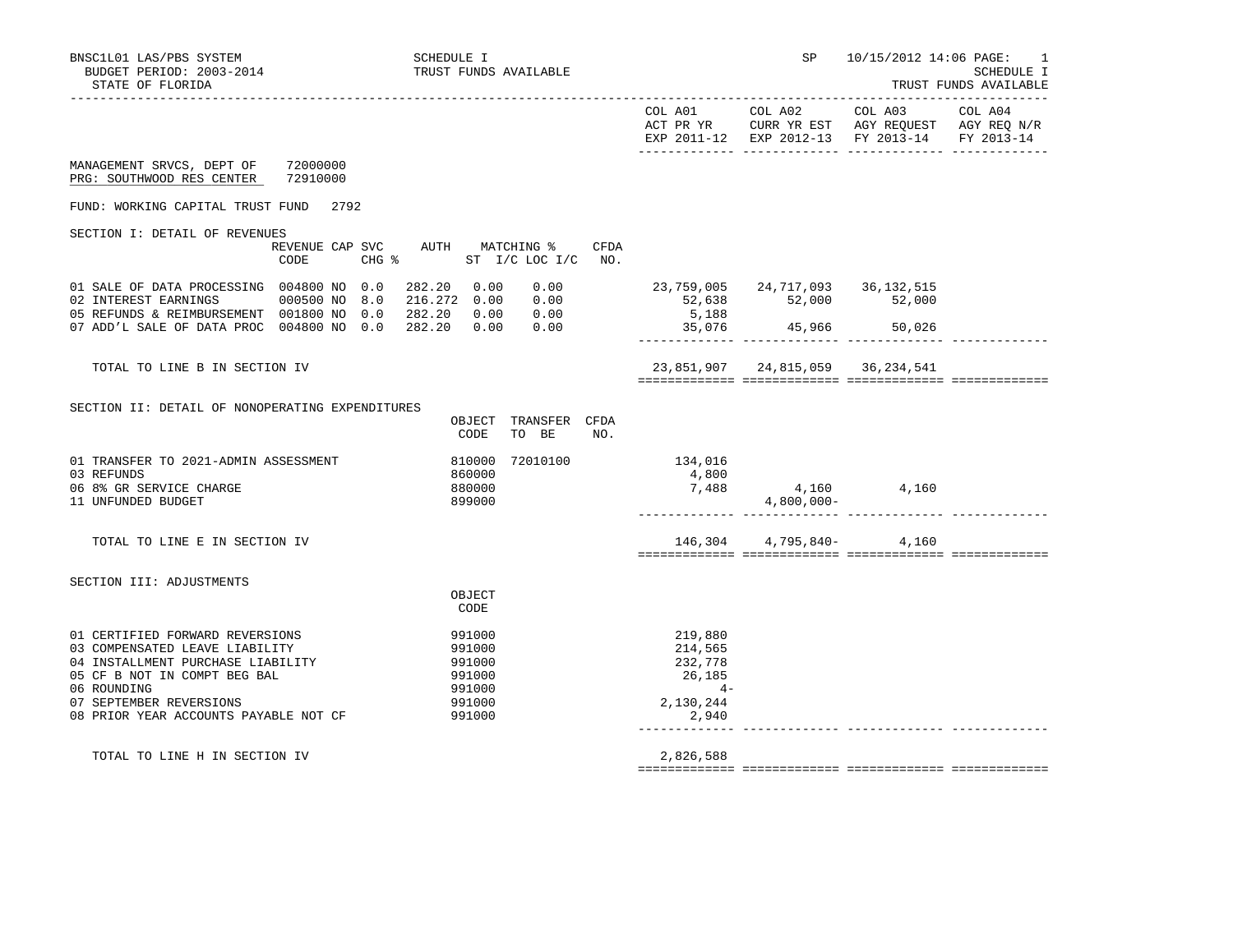BNSC1L01 LAS/PBS SYSTEM
BUDGET PERIOD: 2003-2014
STATE OF FLORIDA

SCHEDULE I
TRUST FUNDS AVAILABLE

SP 10/15/2012 14:06

SCHEDULE I
TRUST FUNDS AVAILABLE

MANAGEMENT SRVCS, DEPT OF 72000000
PRG: SOUTHWOOD RES CENTER 72910000

FUND: WORKING CAPITAL TRUST FUND 2792

## SECTION I: DETAIL OF REVENUES

| | REVENUE CODE | CAP | SVC CHG % | AUTH ST | MATCHING % I/C | MATCHING % LOC I/C | CFDA NO. | COL A01 ACT PR YR EXP 2011-12 | COL A02 CURR YR EST EXP 2012-13 | COL A03 AGY REQUEST FY 2013-14 | COL A04 AGY REQ N/R FY 2013-14 |
|---|---|---|---|---|---|---|---|---|---|---|---|
| 01 SALE OF DATA PROCESSING | 004800 | NO | 0.0 | 282.20 | 0.00 | 0.00 | | 23,759,005 | 24,717,093 | 36,132,515 | |
| 02 INTEREST EARNINGS | 000500 | NO | 8.0 | 216.272 | 0.00 | 0.00 | | 52,638 | 52,000 | 52,000 | |
| 05 REFUNDS & REIMBURSEMENT | 001800 | NO | 0.0 | 282.20 | 0.00 | 0.00 | | 5,188 | | | |
| 07 ADD'L SALE OF DATA PROC | 004800 | NO | 0.0 | 282.20 | 0.00 | 0.00 | | 35,076 | 45,966 | 50,026 | |
| TOTAL TO LINE B IN SECTION IV | | | | | | | | 23,851,907 | 24,815,059 | 36,234,541 | |

## SECTION II: DETAIL OF NONOPERATING EXPENDITURES

| | OBJECT CODE | TRANSFER TO BE | CFDA NO. | COL A01 | COL A02 | COL A03 | COL A04 |
|---|---|---|---|---|---|---|---|
| 01 TRANSFER TO 2021-ADMIN ASSESSMENT | 810000 | 72010100 | | 134,016 | | | |
| 03 REFUNDS | 860000 | | | 4,800 | | | |
| 06 8% GR SERVICE CHARGE | 880000 | | | 7,488 | 4,160 | 4,160 | |
| 11 UNFUNDED BUDGET | 899000 | | | | 4,800,000- | | |
| TOTAL TO LINE E IN SECTION IV | | | | 146,304 | 4,795,840- | 4,160 | |

## SECTION III: ADJUSTMENTS

| | OBJECT CODE | COL A01 | COL A02 | COL A03 | COL A04 |
|---|---|---|---|---|---|
| 01 CERTIFIED FORWARD REVERSIONS | 991000 | 219,880 | | | |
| 03 COMPENSATED LEAVE LIABILITY | 991000 | 214,565 | | | |
| 04 INSTALLMENT PURCHASE LIABILITY | 991000 | 232,778 | | | |
| 05 CF B NOT IN COMPT BEG BAL | 991000 | 26,185 | | | |
| 06 ROUNDING | 991000 | 4- | | | |
| 07 SEPTEMBER REVERSIONS | 991000 | 2,130,244 | | | |
| 08 PRIOR YEAR ACCOUNTS PAYABLE NOT CF | 991000 | 2,940 | | | |
| TOTAL TO LINE H IN SECTION IV | | 2,826,588 | | | |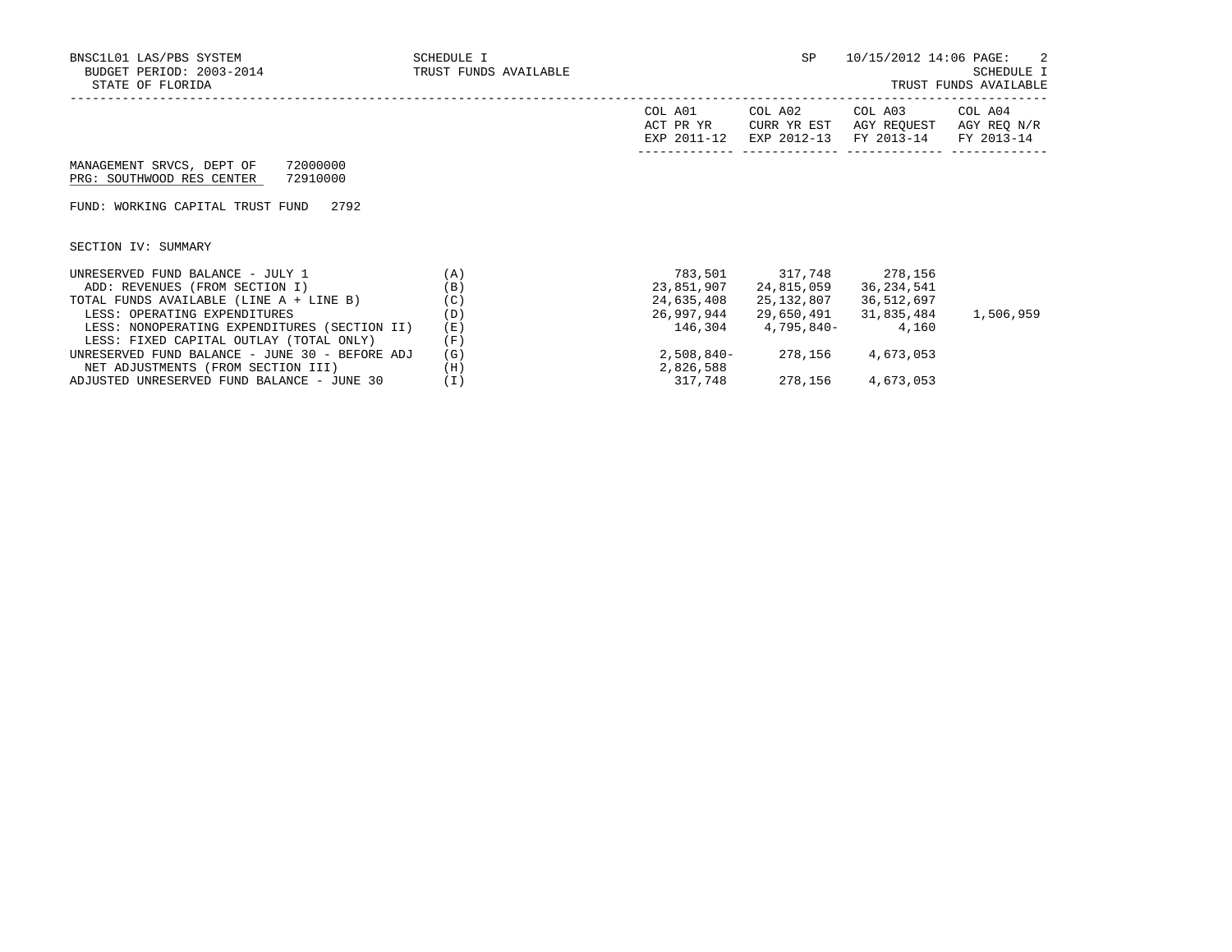BNSC1L01 LAS/PBS SYSTEM | SCHEDULE I | SP | 10/15/2012 14:06 PAGE: 2
BUDGET PERIOD: 2003-2014 | TRUST FUNDS AVAILABLE | | SCHEDULE I
STATE OF FLORIDA | | | TRUST FUNDS AVAILABLE

MANAGEMENT SRVCS, DEPT OF 72000000
PRG: SOUTHWOOD RES CENTER 72910000

FUND: WORKING CAPITAL TRUST FUND 2792

SECTION IV: SUMMARY

| | | COL A01 ACT PR YR EXP 2011-12 | COL A02 CURR YR EST EXP 2012-13 | COL A03 AGY REQUEST FY 2013-14 | COL A04 AGY REQ N/R FY 2013-14 |
|---|---|---|---|---|---|
| UNRESERVED FUND BALANCE - JULY 1 | (A) | 783,501 | 317,748 | 278,156 | |
| ADD: REVENUES (FROM SECTION I) | (B) | 23,851,907 | 24,815,059 | 36,234,541 | |
| TOTAL FUNDS AVAILABLE (LINE A + LINE B) | (C) | 24,635,408 | 25,132,807 | 36,512,697 | |
| LESS: OPERATING EXPENDITURES | (D) | 26,997,944 | 29,650,491 | 31,835,484 | 1,506,959 |
| LESS: NONOPERATING EXPENDITURES (SECTION II) | (E) | 146,304 | 4,795,840- | 4,160 | |
| LESS: FIXED CAPITAL OUTLAY (TOTAL ONLY) | (F) | | | | |
| UNRESERVED FUND BALANCE - JUNE 30 - BEFORE ADJ | (G) | 2,508,840- | 278,156 | 4,673,053 | |
| NET ADJUSTMENTS (FROM SECTION III) | (H) | 2,826,588 | | | |
| ADJUSTED UNRESERVED FUND BALANCE - JUNE 30 | (I) | 317,748 | 278,156 | 4,673,053 | |